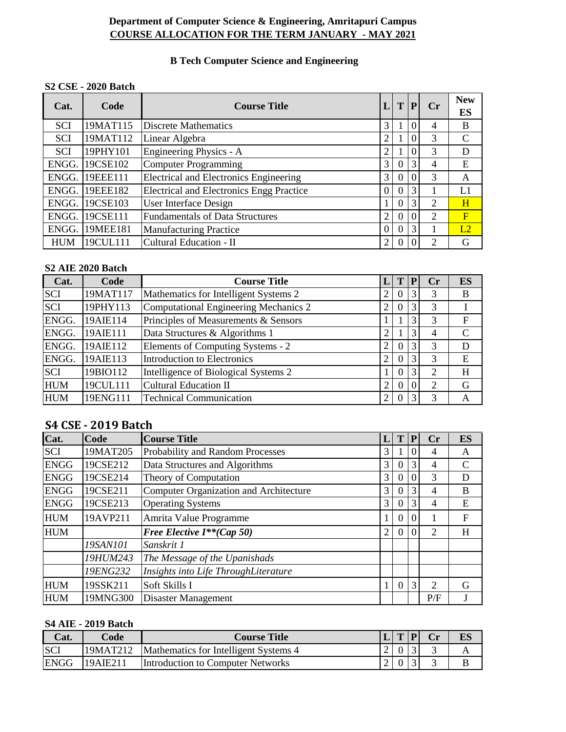# Department of Computer Science & Engineering, Amritapuri Campus

## COURSE ALLOCATION FOR THE TERM JANUARY - MAY 2021

### B Tech Computer Science and Engineering

**S2 CSE - 2020 Batch**

| Cat. | Code | Course Title | L | T | P | Cr | New ES |
|---|---|---|---|---|---|---|---|
| SCI | 19MAT115 | Discrete Mathematics | 3 | 1 | 0 | 4 | B |
| SCI | 19MAT112 | Linear Algebra | 2 | 1 | 0 | 3 | C |
| SCI | 19PHY101 | Engineering Physics - A | 2 | 1 | 0 | 3 | D |
| ENGG. | 19CSE102 | Computer Programming | 3 | 0 | 3 | 4 | E |
| ENGG. | 19EEE111 | Electrical and Electronics Engineering | 3 | 0 | 0 | 3 | A |
| ENGG. | 19EEE182 | Electrical and Electronics Engg Practice | 0 | 0 | 3 | 1 | L1 |
| ENGG. | 19CSE103 | User Interface Design | 1 | 0 | 3 | 2 | H |
| ENGG. | 19CSE111 | Fundamentals of Data Structures | 2 | 0 | 0 | 2 | F |
| ENGG. | 19MEE181 | Manufacturing Practice | 0 | 0 | 3 | 1 | L2 |
| HUM | 19CUL111 | Cultural Education - II | 2 | 0 | 0 | 2 | G |

**S2 AIE 2020 Batch**

| Cat. | Code | Course Title | L | T | P | Cr | ES |
|---|---|---|---|---|---|---|---|
| SCI | 19MAT117 | Mathematics for Intelligent Systems 2 | 2 | 0 | 3 | 3 | B |
| SCI | 19PHY113 | Computational Engineering Mechanics 2 | 2 | 0 | 3 | 3 | I |
| ENGG. | 19AIE114 | Principles of Measurements & Sensors | 1 | 1 | 3 | 3 | F |
| ENGG. | 19AIE111 | Data Structures & Algorithms 1 | 2 | 1 | 3 | 4 | C |
| ENGG. | 19AIE112 | Elements of Computing Systems - 2 | 2 | 0 | 3 | 3 | D |
| ENGG. | 19AIE113 | Introduction to Electronics | 2 | 0 | 3 | 3 | E |
| SCI | 19BIO112 | Intelligence of Biological Systems 2 | 1 | 0 | 3 | 2 | H |
| HUM | 19CUL111 | Cultural Education II | 2 | 0 | 0 | 2 | G |
| HUM | 19ENG111 | Technical Communication | 2 | 0 | 3 | 3 | A |

**S4 CSE - 2019 Batch**

| Cat. | Code | Course Title | L | T | P | Cr | ES |
|---|---|---|---|---|---|---|---|
| SCI | 19MAT205 | Probability and Random Processes | 3 | 1 | 0 | 4 | A |
| ENGG | 19CSE212 | Data Structures and Algorithms | 3 | 0 | 3 | 4 | C |
| ENGG | 19CSE214 | Theory of Computation | 3 | 0 | 0 | 3 | D |
| ENGG | 19CSE211 | Computer Organization and Architecture | 3 | 0 | 3 | 4 | B |
| ENGG | 19CSE213 | Operating Systems | 3 | 0 | 3 | 4 | E |
| HUM | 19AVP211 | Amrita Value Programme | 1 | 0 | 0 | 1 | F |
| HUM | | ***Free Elective I**(Cap 50)*** | 2 | 0 | 0 | 2 | H |
| | *19SAN101* | *Sanskrit 1* | | | | | |
| | *19HUM243* | *The Message of the Upanishads* | | | | | |
| | *19ENG232* | *Insights into Life ThroughLiterature* | | | | | |
| HUM | 19SSK211 | Soft Skills I | 1 | 0 | 3 | 2 | G |
| HUM | 19MNG300 | Disaster Management | | | | P/F | J |

**S4 AIE - 2019 Batch**

| Cat. | Code | Course Title | L | T | P | Cr | ES |
|---|---|---|---|---|---|---|---|
| SCI | 19MAT212 | Mathematics for Intelligent Systems 4 | 2 | 0 | 3 | 3 | A |
| ENGG | 19AIE211 | Introduction to Computer Networks | 2 | 0 | 3 | 3 | B |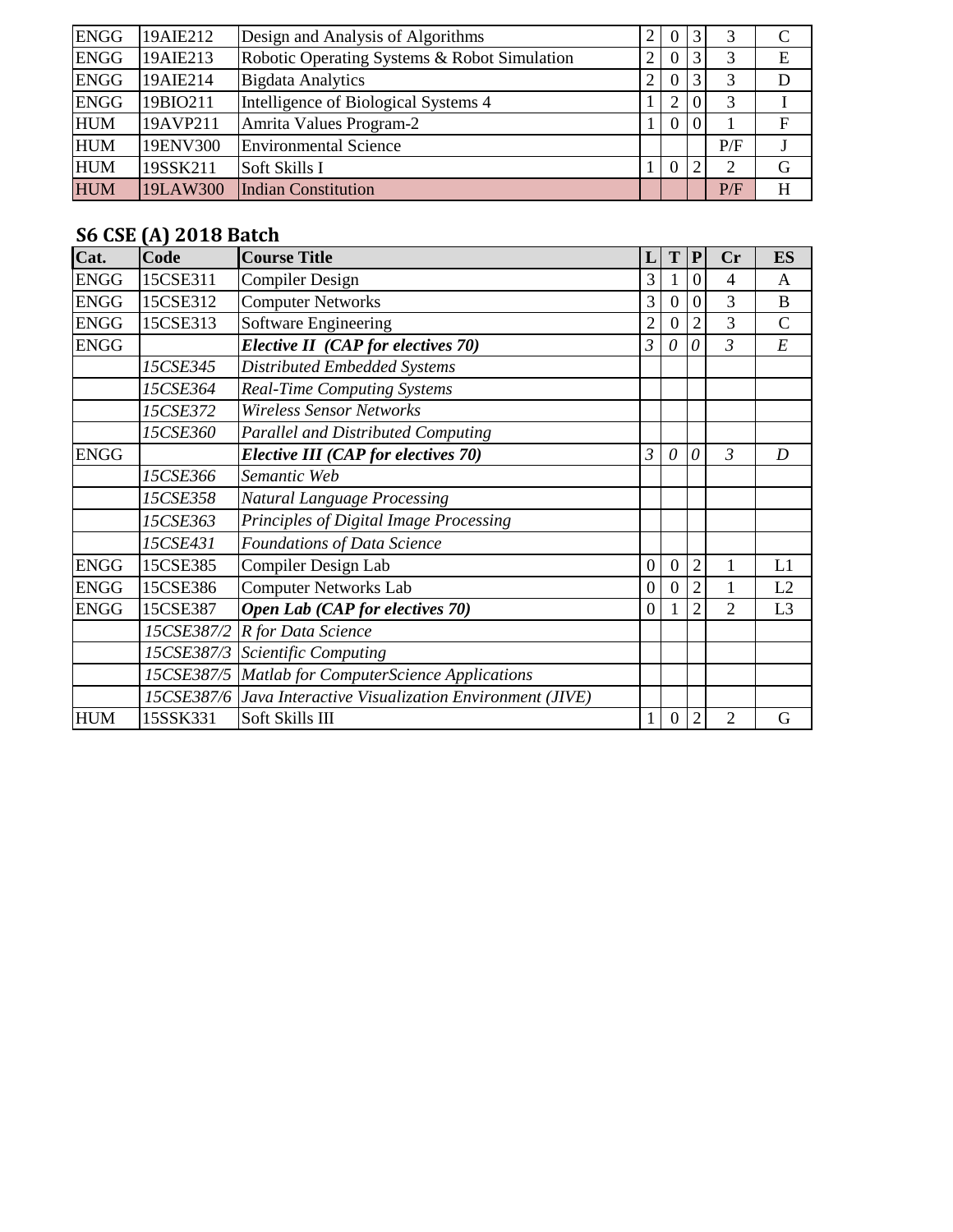| | | | | | | | |
|---|---|---|---|---|---|---|---|
| ENGG | 19AIE212 | Design and Analysis of Algorithms | 2 | 0 | 3 | 3 | C |
| ENGG | 19AIE213 | Robotic Operating Systems & Robot Simulation | 2 | 0 | 3 | 3 | E |
| ENGG | 19AIE214 | Bigdata Analytics | 2 | 0 | 3 | 3 | D |
| ENGG | 19BIO211 | Intelligence of Biological Systems 4 | 1 | 2 | 0 | 3 | I |
| HUM | 19AVP211 | Amrita Values Program-2 | 1 | 0 | 0 | 1 | F |
| HUM | 19ENV300 | Environmental Science | | | | P/F | J |
| HUM | 19SSK211 | Soft Skills I | 1 | 0 | 2 | 2 | G |
| HUM | 19LAW300 | Indian Constitution | | | | P/F | H |

## S6 CSE (A) 2018 Batch

| Cat. | Code | Course Title | L | T | P | Cr | ES |
|---|---|---|---|---|---|---|---|
| ENGG | 15CSE311 | Compiler Design | 3 | 1 | 0 | 4 | A |
| ENGG | 15CSE312 | Computer Networks | 3 | 0 | 0 | 3 | B |
| ENGG | 15CSE313 | Software Engineering | 2 | 0 | 2 | 3 | C |
| ENGG | | ***Elective II (CAP for electives 70)*** | *3* | *0* | *0* | *3* | *E* |
| | *15CSE345* | *Distributed Embedded Systems* | | | | | |
| | *15CSE364* | *Real-Time Computing Systems* | | | | | |
| | *15CSE372* | *Wireless Sensor Networks* | | | | | |
| | *15CSE360* | *Parallel and Distributed Computing* | | | | | |
| ENGG | | ***Elective III (CAP for electives 70)*** | *3* | *0* | *0* | *3* | *D* |
| | *15CSE366* | *Semantic Web* | | | | | |
| | *15CSE358* | *Natural Language Processing* | | | | | |
| | *15CSE363* | *Principles of Digital Image Processing* | | | | | |
| | *15CSE431* | *Foundations of Data Science* | | | | | |
| ENGG | 15CSE385 | Compiler Design Lab | 0 | 0 | 2 | 1 | L1 |
| ENGG | 15CSE386 | Computer Networks Lab | 0 | 0 | 2 | 1 | L2 |
| ENGG | 15CSE387 | ***Open Lab (CAP for electives 70)*** | 0 | 1 | 2 | 2 | L3 |
| | *15CSE387/2* | *R for Data Science* | | | | | |
| | *15CSE387/3* | *Scientific Computing* | | | | | |
| | *15CSE387/5* | *Matlab for ComputerScience Applications* | | | | | |
| | *15CSE387/6* | *Java Interactive Visualization Environment (JIVE)* | | | | | |
| HUM | 15SSK331 | Soft Skills III | 1 | 0 | 2 | 2 | G |